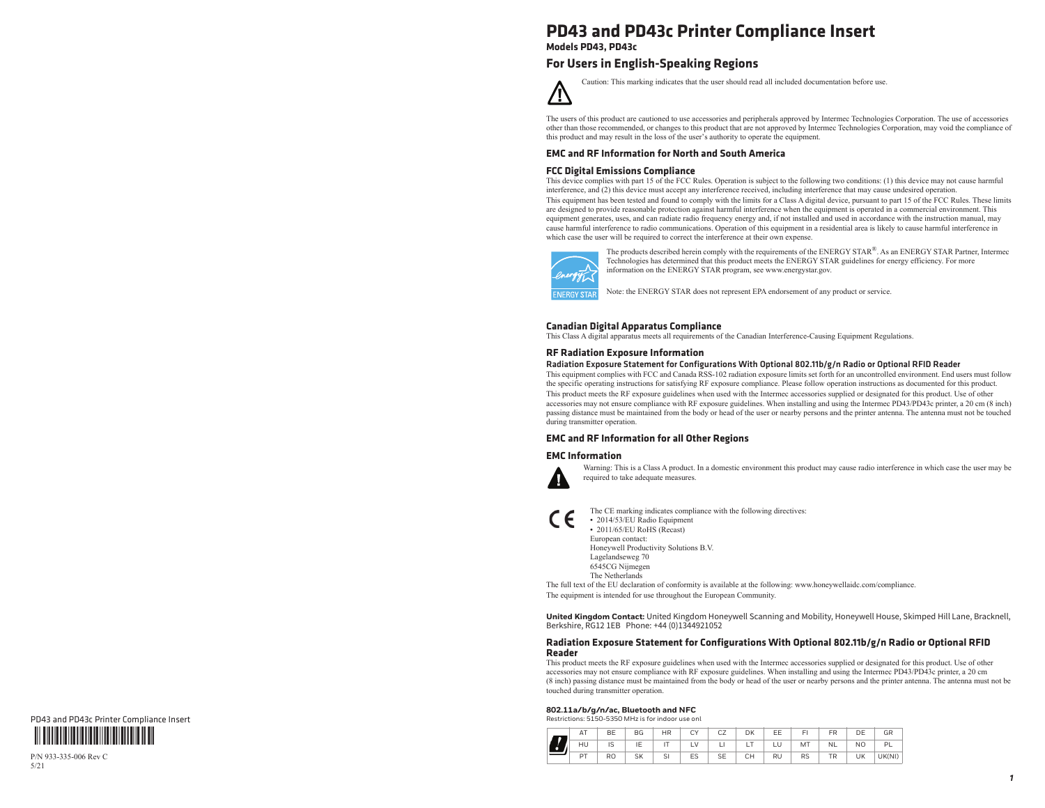# PD43 and PD43c Printer Compliance Insert

**Models PD43, PD43c**

## For Users in English-Speaking Regions

Caution: This marking indicates that the user should read all included documentation before use.

The users of this product are cautioned to use accessories and peripherals approved by Intermec Technologies Corporation. The use of accessories other than those recommended, or changes to this product that are not approved by Intermec Technologies Corporation, may void the compliance of this product and may result in the loss of the user's authority to operate the equipment.

### EMC and RF Information for North and South America

#### FCC Digital Emissions Compliance

This device complies with part 15 of the FCC Rules. Operation is subject to the following two conditions: (1) this device may not cause harmful interference, and (2) this device must accept any interference received, including interference that may cause undesired operation.

This equipment has been tested and found to comply with the limits for a Class A digital device, pursuant to part 15 of the FCC Rules. These limits are designed to provide reasonable protection against harmful interference when the equipment is operated in a commercial environment. This equipment generates, uses, and can radiate radio frequency energy and, if not installed and used in accordance with the instruction manual, may cause harmful interference to radio communications. Operation of this equipment in a residential area is likely to cause harmful interference in which case the user will be required to correct the interference at their own expense.

The products described herein comply with the requirements of the ENERGY STAR®. As an ENERGY STAR Partner, Intermec Technologies has determined that this product meets the ENERGY STAR guidelines for energy efficiency. For more information on the ENERGY STAR program, see www.energystar.gov.

Note: the ENERGY STAR does not represent EPA endorsement of any product or service.

#### Canadian Digital Apparatus Compliance

This Class A digital apparatus meets all requirements of the Canadian Interference-Causing Equipment Regulations.

#### RF Radiation Exposure Information

**Radiation Exposure Statement for Configurations With Optional 802.11b/g/n Radio or Optional RFID Reader**

This equipment complies with FCC and Canada RSS-102 radiation exposure limits set forth for an uncontrolled environment. End users must follow the specific operating instructions for satisfying RF exposure compliance. Please follow operation instructions as documented for this product.

This product meets the RF exposure guidelines when used with the Intermec accessories supplied or designated for this product. Use of other accessories may not ensure compliance with RF exposure guidelines. When installing and using the Intermec PD43/PD43c printer, a 20 cm (8 inch) passing distance must be maintained from the body or head of the user or nearby persons and the printer antenna. The antenna must not be touched during transmitter operation.

### EMC and RF Information for all Other Regions

#### EMC Information

Warning: This is a Class A product. In a domestic environment this product may cause radio interference in which case the user may be required to take adequate measures.

The CE marking indicates compliance with the following directives:

- 2014/53/EU Radio Equipment
- 2011/65/EU RoHS (Recast)

European contact:
Honeywell Productivity Solutions B.V.
Lagelandseweg 70
6545CG Nijmegen
The Netherlands

The full text of the EU declaration of conformity is available at the following: www.honeywellaidc.com/compliance.

The equipment is intended for use throughout the European Community.

**United Kingdom Contact:** United Kingdom Honeywell Scanning and Mobility, Honeywell House, Skimped Hill Lane, Bracknell, Berkshire, RG12 1EB Phone: +44 (0)1344921052

#### Radiation Exposure Statement for Configurations With Optional 802.11b/g/n Radio or Optional RFID Reader

This product meets the RF exposure guidelines when used with the Intermec accessories supplied or designated for this product. Use of other accessories may not ensure compliance with RF exposure guidelines. When installing and using the Intermec PD43/PD43c printer, a 20 cm (8 inch) passing distance must be maintained from the body or head of the user or nearby persons and the printer antenna. The antenna must not be touched during transmitter operation.

**802.11a/b/g/n/ac, Bluetooth and NFC**

Restrictions: 5150-5350 MHz is for indoor use onl

| AT | BE | BG | HR | CY | CZ | DK | EE | FI | FR | DE | GR |
|---|---|---|---|---|---|---|---|---|---|---|---|
| HU | IS | IE | IT | LV | LI | LT | LU | MT | NL | NO | PL |
| PT | RO | SK | SI | ES | SE | CH | RU | RS | TR | UK | UK(NI) |

PD43 and PD43c Printer Compliance Insert

P/N 933-335-006 Rev C
5/21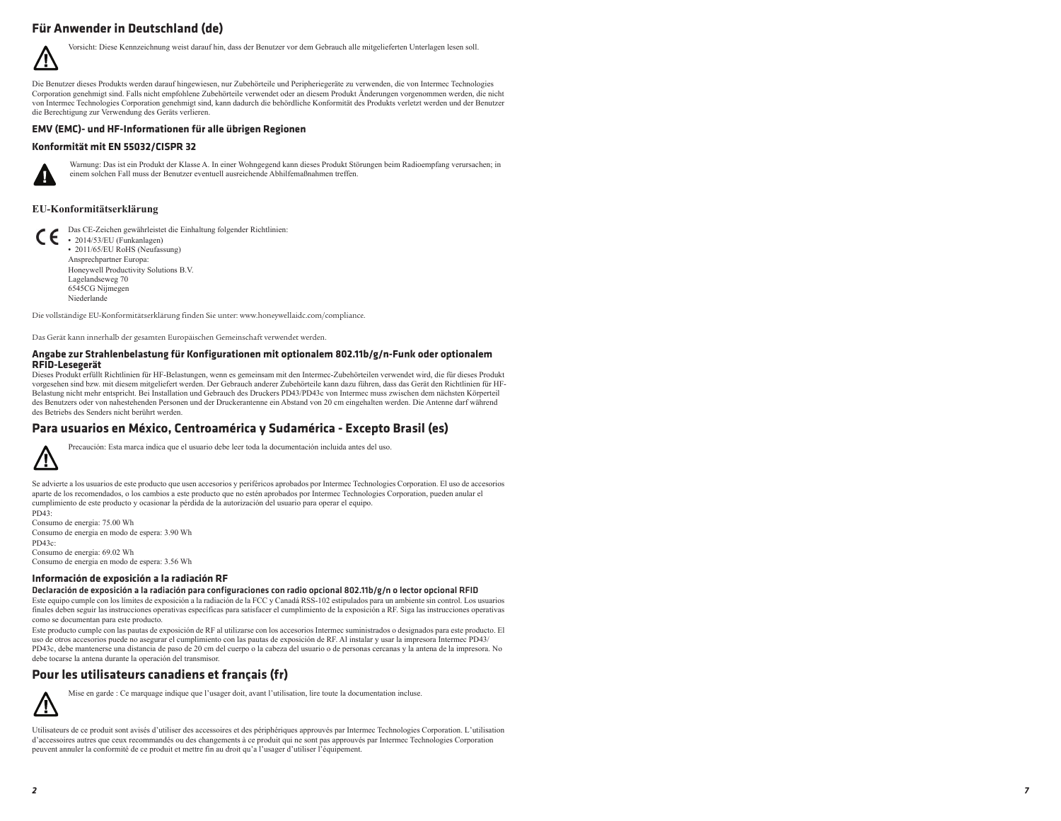## Für Anwender in Deutschland (de)

Vorsicht: Diese Kennzeichnung weist darauf hin, dass der Benutzer vor dem Gebrauch alle mitgelieferten Unterlagen lesen soll.

Die Benutzer dieses Produkts werden darauf hingewiesen, nur Zubehörteile und Peripheriegeräte zu verwenden, die von Intermec Technologies Corporation genehmigt sind. Falls nicht empfohlene Zubehörteile verwendet oder an diesem Produkt Änderungen vorgenommen werden, die nicht von Intermec Technologies Corporation genehmigt sind, kann dadurch die behördliche Konformität des Produkts verletzt werden und der Benutzer die Berechtigung zur Verwendung des Geräts verlieren.

#### EMV (EMC)- und HF-Informationen für alle übrigen Regionen

#### Konformität mit EN 55032/CISPR 32

Warnung: Das ist ein Produkt der Klasse A. In einer Wohngegend kann dieses Produkt Störungen beim Radioempfang verursachen; in einem solchen Fall muss der Benutzer eventuell ausreichende Abhilfemaßnahmen treffen.

#### EU-Konformitätserklärung

Das CE-Zeichen gewährleistet die Einhaltung folgender Richtlinien:

- 2014/53/EU (Funkanlagen)
- 2011/65/EU RoHS (Neufassung)

Ansprechpartner Europa:
Honeywell Productivity Solutions B.V.
Lagelandseweg 70
6545CG Nijmegen
Niederlande

Die vollständige EU-Konformitätserklärung finden Sie unter: www.honeywellaidc.com/compliance.

Das Gerät kann innerhalb der gesamten Europäischen Gemeinschaft verwendet werden.

#### Angabe zur Strahlenbelastung für Konfigurationen mit optionalem 802.11b/g/n-Funk oder optionalem RFID-Lesegerät

Dieses Produkt erfüllt Richtlinien für HF-Belastungen, wenn es gemeinsam mit den Intermec-Zubehörteilen verwendet wird, die für dieses Produkt vorgesehen sind bzw. mit diesem mitgeliefert werden. Der Gebrauch anderer Zubehörteile kann dazu führen, dass das Gerät den Richtlinien für HF-Belastung nicht mehr entspricht. Bei Installation und Gebrauch des Druckers PD43/PD43c von Intermec muss zwischen dem nächsten Körperteil des Benutzers oder von nahestehenden Personen und der Druckerantenne ein Abstand von 20 cm eingehalten werden. Die Antenne darf während des Betriebs des Senders nicht berührt werden.

## Para usuarios en México, Centroamérica y Sudamérica - Excepto Brasil (es)

Precaución: Esta marca indica que el usuario debe leer toda la documentación incluida antes del uso.

Se advierte a los usuarios de este producto que usen accesorios y periféricos aprobados por Intermec Technologies Corporation. El uso de accesorios aparte de los recomendados, o los cambios a este producto que no estén aprobados por Intermec Technologies Corporation, pueden anular el cumplimiento de este producto y ocasionar la pérdida de la autorización del usuario para operar el equipo.

PD43:
Consumo de energia: 75.00 Wh
Consumo de energia en modo de espera: 3.90 Wh
PD43c:
Consumo de energia: 69.02 Wh
Consumo de energia en modo de espera: 3.56 Wh

#### Información de exposición a la radiación RF

#### Declaración de exposición a la radiación para configuraciones con radio opcional 802.11b/g/n o lector opcional RFID

Este equipo cumple con los límites de exposición a la radiación de la FCC y Canadá RSS-102 estipulados para un ambiente sin control. Los usuarios finales deben seguir las instrucciones operativas específicas para satisfacer el cumplimiento de la exposición a RF. Siga las instrucciones operativas como se documentan para este producto.

Este producto cumple con las pautas de exposición de RF al utilizarse con los accesorios Intermec suministrados o designados para este producto. El uso de otros accesorios puede no asegurar el cumplimiento con las pautas de exposición de RF. Al instalar y usar la impresora Intermec PD43/PD43c, debe mantenerse una distancia de paso de 20 cm del cuerpo o la cabeza del usuario o de personas cercanas y la antena de la impresora. No debe tocarse la antena durante la operación del transmisor.

## Pour les utilisateurs canadiens et français (fr)

Mise en garde : Ce marquage indique que l'usager doit, avant l'utilisation, lire toute la documentation incluse.

Utilisateurs de ce produit sont avisés d'utiliser des accessoires et des périphériques approuvés par Intermec Technologies Corporation. L'utilisation d'accessoires autres que ceux recommandés ou des changements à ce produit qui ne sont pas approuvés par Intermec Technologies Corporation peuvent annuler la conformité de ce produit et mettre fin au droit qu'a l'usager d'utiliser l'équipement.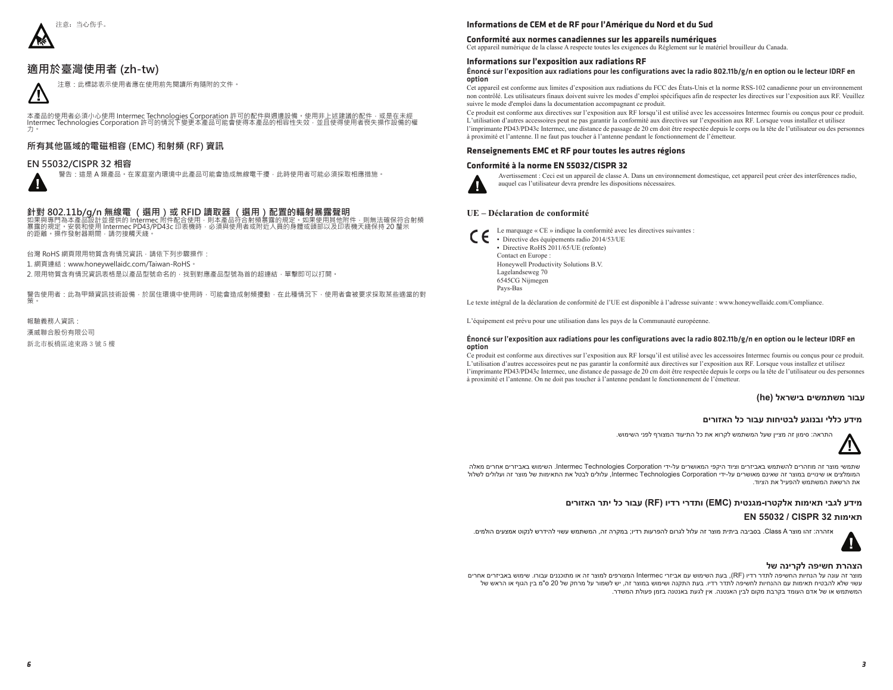注意：当心伤手。

## 適用於臺灣使用者 (zh-tw)

注意：此標誌表示使用者應在使用前先閱讀所有隨附的文件。

本產品的使用者必須小心使用 Intermec Technologies Corporation 許可的配件與週邊設備。使用非上述建議的配件，或是在未經 Intermec Technologies Corporation 許可的情況下變更本產品可能會使得本產品的相容性失效，並且使得使用者喪失操作設備的權力。

### 所有其他區域的電磁相容 (EMC) 和射頻 (RF) 資訊

### EN 55032/CISPR 32 相容

警告：這是 A 類產品。在家庭室內環境中此產品可能會造成無線電干擾，此時使用者可能必須採取相應措施。

### 針對 802.11b/g/n 無線電 （選用）或 RFID 讀取器 （選用）配置的輻射暴露聲明

如果與專門為本產品設計並提供的 Intermec 附件配合使用，則本產品符合射頻暴露的規定。如果使用其他附件，則無法確保符合射頻暴露的規定。安裝和使用 Intermec PD43/PD43c 印表機時，必須與使用者或附近人員的身體或頭部以及印表機天線保持 20 釐米的距離。操作發射器期間，請勿接觸天線。

台灣 RoHS 網頁限用物質含有情況資訊，請依下列步驟操作：

1. 網頁連結：www.honeywellaidc.com/Taiwan-RoHS。

2. 限用物質含有情況資訊表格是以產品型號命名的，找到對應產品型號為首的超連結，單擊即可以打開。

警告使用者：此為甲類資訊技術設備，於居住環境中使用時，可能會造成射頻擾動，在此種情況下，使用者會被要求採取某些適當的對策。

報驗義務人資訊：

漢威聯合股份有限公司

新北市板橋區遠東路 3 號 5 樓

### Informations de CEM et de RF pour l'Amérique du Nord et du Sud

**Conformité aux normes canadiennes sur les appareils numériques**

Cet appareil numérique de la classe A respecte toutes les exigences du Règlement sur le matériel brouilleur du Canada.

**Informations sur l'exposition aux radiations RF**

**Énoncé sur l'exposition aux radiations pour les configurations avec la radio 802.11b/g/n en option ou le lecteur IDRF en option**

Cet appareil est conforme aux limites d'exposition aux radiations du FCC des États-Unis et la norme RSS-102 canadienne pour un environnement non contrôlé. Les utilisateurs finaux doivent suivre les modes d'emploi spécifiques afin de respecter les directives sur l'exposition aux RF. Veuillez suivre le mode d'emploi dans la documentation accompagnant ce produit.

Ce produit est conforme aux directives sur l'exposition aux RF lorsqu'il est utilisé avec les accessoires Intermec fournis ou conçus pour ce produit. L'utilisation d'autres accessoires peut ne pas garantir la conformité aux directives sur l'exposition aux RF. Lorsque vous installez et utilisez l'imprimante PD43/PD43c Intermec, une distance de passage de 20 cm doit être respectée depuis le corps ou la tête de l'utilisateur ou des personnes à proximité et l'antenne. Il ne faut pas toucher à l'antenne pendant le fonctionnement de l'émetteur.

### Renseignements EMC et RF pour toutes les autres régions

**Conformité à la norme EN 55032/CISPR 32**

Avertissement : Ceci est un appareil de classe A. Dans un environnement domestique, cet appareil peut créer des interférences radio, auquel cas l'utilisateur devra prendre les dispositions nécessaires.

### UE – Déclaration de conformité

Le marquage « CE » indique la conformité avec les directives suivantes :

- Directive des équipements radio 2014/53/UE
- Directive RoHS 2011/65/UE (refonte)

Contact en Europe :
Honeywell Productivity Solutions B.V.
Lagelandseweg 70
6545CG Nijmegen
Pays-Bas

Le texte intégral de la déclaration de conformité de l'UE est disponible à l'adresse suivante : www.honeywellaidc.com/Compliance.

L'équipement est prévu pour une utilisation dans les pays de la Communauté européenne.

**Énoncé sur l'exposition aux radiations pour les configurations avec la radio 802.11b/g/n en option ou le lecteur IDRF en option**

Ce produit est conforme aux directives sur l'exposition aux RF lorsqu'il est utilisé avec les accessoires Intermec fournis ou conçus pour ce produit. L'utilisation d'autres accessoires peut ne pas garantir la conformité aux directives sur l'exposition aux RF. Lorsque vous installez et utilisez l'imprimante PD43/PD43c Intermec, une distance de passage de 20 cm doit être respectée depuis le corps ou la tête de l'utilisateur ou des personnes à proximité et l'antenne. On ne doit pas toucher à l'antenne pendant le fonctionnement de l'émetteur.

## עבור משתמשים בישראל (he)

### מידע כללי ובנוגע לבטיחות עבור כל האזורים

התראה: סימון זה מציין שעל המשתמש לקרוא את כל התיעוד המצורף לפני השימוש.

שתמשי מוצר זה מוזהרים להשתמש באביזרים וציוד היקפי המאושרים על-ידי Intermec Technologies Corporation. השימוש באביזרים אחרים מאלה המומלצים או שינויים במוצר זה שאינם מאושרים על-ידי Intermec Technologies Corporation, עלולים לבטל את התאימות של מוצר זה ועלולים לשלול את הרשאת המשתמש להפעיל את הציוד.

### מידע לגבי תאימות אלקטרו-מגנטית (EMC) ותדרי רדיו (RF) עבור כל יתר האזורים

### תאימות EN 55032 / CISPR 32

אזהרה: זהו מוצר Class A. בסביבה ביתית מוצר זה עלול לגרום להפרעות רדיו; במקרה זה, המשתמש עשוי להידרש לנקוט אמצעים הולמים.

### הצהרת חשיפה לקרינה של

מוצר זה עונה על הנחיות החשיפה לתדר רדיו (RF), בעת השימוש עם אביזרי Intermec המצורפים למוצר זה או מתוכננים עבורו. שימוש באביזרים אחרים עשוי שלא להבטיח תאימות עם ההנחיות לחשיפה לתדר רדיו. בעת התקנה ושימוש במוצר זה, יש לשמור על מרחק של 20 ס"מ בין הגוף או הראש של המשתמש או של אדם העומד בקרבת מקום לבין האנטנה. אין לגעת באנטנה בזמן פעולת המשדר.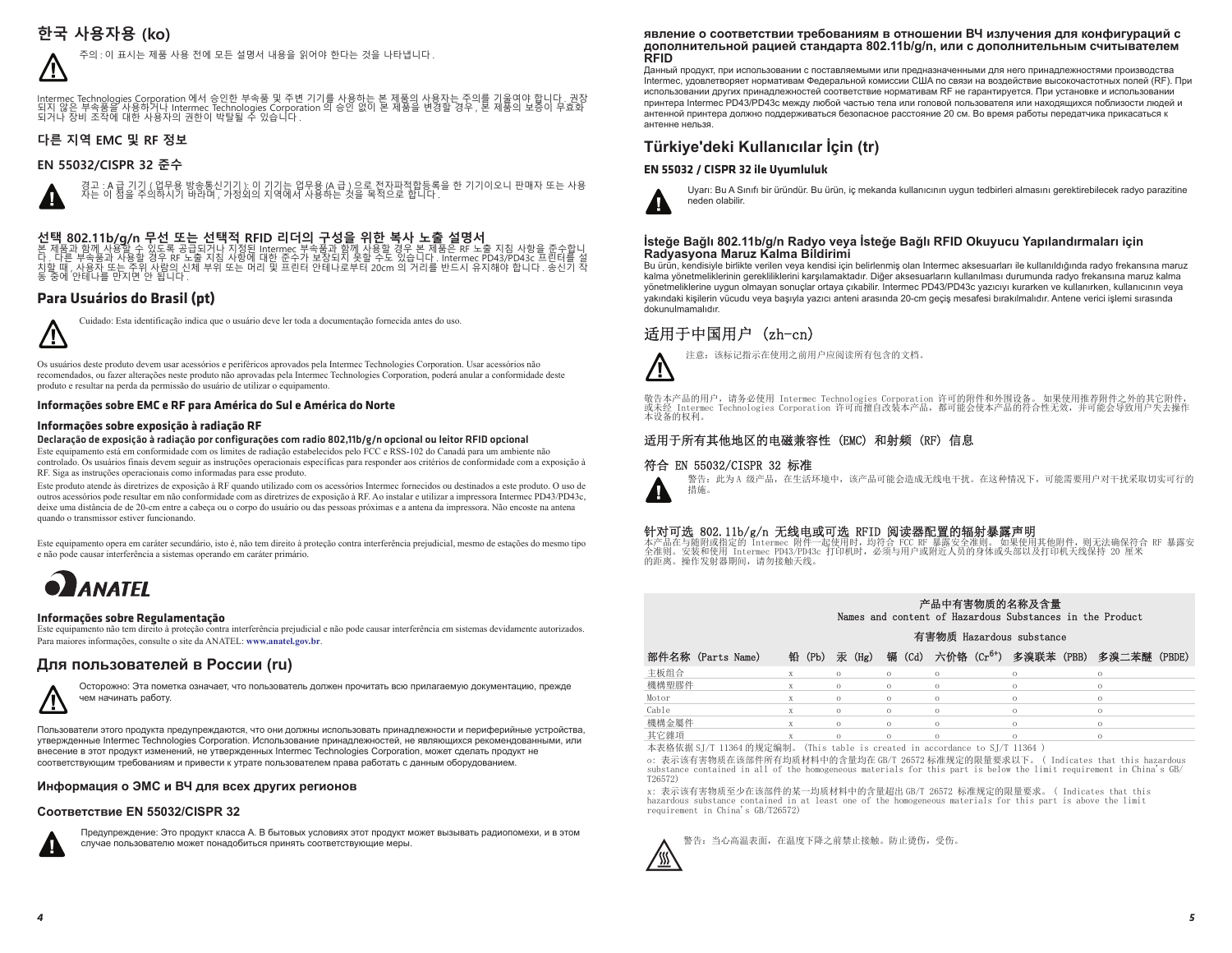## 한국 사용자용 (ko)

주의 : 이 표시는 제품 사용 전에 모든 설명서 내용을 읽어야 한다는 것을 나타냅니다 .

Intermec Technologies Corporation 에서 승인한 부속품 및 주변 기기를 사용하는 본 제품의 사용자는 주의를 기울여야 합니다 . 권장되지 않은 부속품을 사용하거나 Intermec Technologies Corporation 의 승인 없이 본 제품을 변경할 경우 , 본 제품의 보증이 무효화되거나 장비 조작에 대한 사용자의 권한이 박탈될 수 있습니다 .

### 다른 지역 EMC 및 RF 정보

### EN 55032/CISPR 32 준수

경고 : A 급 기기 ( 업무용 방송통신기기 ): 이 기기는 업무용 (A 급 ) 으로 전자파적합등록을 한 기기이오니 판매자 또는 사용자는 이 점을 주의하시기 바라며 , 가정외의 지역에서 사용하는 것을 목적으로 합니다 .

### 선택 802.11b/g/n 무선 또는 선택적 RFID 리더의 구성을 위한 복사 노출 설명서

본 제품과 함께 사용할 수 있도록 공급되거나 지정된 Intermec 부속품과 함께 사용할 경우 본 제품은 RF 노출 지침 사항을 준수합니다 . 다른 부속품과 사용할 경우 RF 노출 지침 사항에 대한 준수가 보장되지 못할 수도 있습니다 . Intermec PD43/PD43c 프린터를 설치할 때 , 사용자 또는 주위 사람의 신체 부위 또는 머리 및 프린터 안테나로부터 20cm 의 거리를 반드시 유지해야 합니다 . 송신기 작동 중에 안테나를 만지면 안 됩니다 .

## Para Usuários do Brasil (pt)

Cuidado: Esta identificação indica que o usuário deve ler toda a documentação fornecida antes do uso.

Os usuários deste produto devem usar acessórios e periféricos aprovados pela Intermec Technologies Corporation. Usar acessórios não recomendados, ou fazer alterações neste produto não aprovadas pela Intermec Technologies Corporation, poderá anular a conformidade deste produto e resultar na perda da permissão do usuário de utilizar o equipamento.

### Informações sobre EMC e RF para América do Sul e América do Norte

### Informações sobre exposição à radiação RF

**Declaração de exposição à radiação por configurações com radio 802,11b/g/n opcional ou leitor RFID opcional**

Este equipamento está em conformidade com os limites de radiação estabelecidos pelo FCC e RSS-102 do Canadá para um ambiente não controlado. Os usuários finais devem seguir as instruções operacionais específicas para responder aos critérios de conformidade com a exposição à RF. Siga as instruções operacionais como informadas para esse produto.

Este produto atende às diretrizes de exposição à RF quando utilizado com os acessórios Intermec fornecidos ou destinados a este produto. O uso de outros acessórios pode resultar em não conformidade com as diretrizes de exposição à RF. Ao instalar e utilizar a impressora Intermec PD43/PD43c, deixe uma distância de de 20-cm entre a cabeça ou o corpo do usuário ou das pessoas próximas e a antena da impressora. Não encoste na antena quando o transmissor estiver funcionando.

Este equipamento opera em caráter secundário, isto é, não tem direito à proteção contra interferência prejudicial, mesmo de estações do mesmo tipo e não pode causar interferência a sistemas operando em caráter primário.

ANATEL

### Informações sobre Regulamentação

Este equipamento não tem direito à proteção contra interferência prejudicial e não pode causar interferência em sistemas devidamente autorizados. Para maiores informações, consulte o site da ANATEL: **www.anatel.gov.br**.

## Для пользователей в России (ru)

Осторожно: Эта пометка означает, что пользователь должен прочитать всю прилагаемую документацию, прежде чем начинать работу.

Пользователи этого продукта предупреждаются, что они должны использовать принадлежности и периферийные устройства, утвержденные Intermec Technologies Corporation. Использование принадлежностей, не являющихся рекомендованными, или внесение в этот продукт изменений, не утвержденных Intermec Technologies Corporation, может сделать продукт не соответствующим требованиям и привести к утрате пользователем права работать с данным оборудованием.

### Информация о ЭМС и ВЧ для всех других регионов

### Соответствие EN 55032/CISPR 32

Предупреждение: Это продукт класса А. В бытовых условиях этот продукт может вызывать радиопомехи, и в этом случае пользователю может понадобиться принять соответствующие меры.

### явление о соответствии требованиям в отношении ВЧ излучения для конфигураций с дополнительной рацией стандарта 802.11b/g/n, или с дополнительным считывателем RFID

Данный продукт, при использовании с поставляемыми или предназначенными для него принадлежностями производства Intermec, удовлетворяет нормативам Федеральной комиссии США по связи на воздействие высокочастотных полей (RF). При использовании других принадлежностей соответствие нормативам RF не гарантируется. При установке и использовании принтера Intermec PD43/PD43c между любой частью тела или головой пользователя или находящихся поблизости людей и антенной принтера должно поддерживаться безопасное расстояние 20 см. Во время работы передатчика прикасаться к антенне нельзя.

## Türkiye'deki Kullanıcılar İçin (tr)

### EN 55032 / CISPR 32 ile Uyumluluk

Uyarı: Bu A Sınıfı bir üründür. Bu ürün, iç mekanda kullanıcının uygun tedbirleri almasını gerektirebilecek radyo parazitine neden olabilir.

### İsteğe Bağlı 802.11b/g/n Radyo veya İsteğe Bağlı RFID Okuyucu Yapılandırmaları için Radyasyona Maruz Kalma Bildirimi

Bu ürün, kendisiyle birlikte verilen veya kendisi için belirlenmiş olan Intermec aksesuarları ile kullanıldığında radyo frekansına maruz kalma yönetmeliklerinin gerekliliklerini karşılamaktadır. Diğer aksesuarların kullanılması durumunda radyo frekansına maruz kalma yönetmeliklerine uygun olmayan sonuçlar ortaya çıkabilir. Intermec PD43/PD43c yazıcıyı kurarken ve kullanırken, kullanıcının veya yakındaki kişilerin vücudu veya başıyla yazıcı anteni arasında 20-cm geçiş mesafesi bırakılmalıdır. Antene verici işlemi sırasında dokunulmamalıdır.

## 适用于中国用户 (zh-cn)

注意：该标记指示在使用之前用户应阅读所有包含的文档。

敬告本产品的用户，请务必使用 Intermec Technologies Corporation 许可的附件和外围设备。 如果使用推荐附件之外的其它附件，或未经 Intermec Technologies Corporation 许可而擅自改装本产品，都可能会使本产品的符合性无效，并可能会导致用户失去操作本设备的权利。

### 适用于所有其他地区的电磁兼容性 (EMC) 和射频 (RF) 信息

### 符合 EN 55032/CISPR 32 标准

警告：此为 A 级产品，在生活环境中，该产品可能会造成无线电干扰。在这种情况下，可能需要用户对干扰采取切实可行的措施。

### 针对可选 802.11b/g/n 无线电或可选 RFID 阅读器配置的辐射暴露声明

本产品在与随附或指定的 Intermec 附件一起使用时，均符合 FCC RF 暴露安全准则。 如果使用其他附件，则无法确保符合 RF 暴露安全准则。安装和使用 Intermec PD43/PD43c 打印机时，必须与用户或附近人员的身体或头部以及打印机天线保持 20 厘米的距离。操作发射器期间，请勿接触天线。

产品中有害物质的名称及含量
Names and content of Hazardous Substances in the Product

| 部件名称 (Parts Name) | 有害物质 Hazardous substance | | | | | |
|---|---|---|---|---|---|---|
| | 铅 (Pb) | 汞 (Hg) | 镉 (Cd) | 六价铬 ($Cr^{6+}$) | 多溴联苯 (PBB) | 多溴二苯醚 (PBDE) |
| 主板组合 | x | o | o | o | o | o |
| 機構塑膠件 | x | o | o | o | o | o |
| Motor | x | o | o | o | o | o |
| Cable | x | o | o | o | o | o |
| 機構金屬件 | x | o | o | o | o | o |
| 其它雜項 | x | o | o | o | o | o |

本表格依据 SJ/T 11364 的规定编制。 (This table is created in accordance to SJ/T 11364 )

o: 表示该有害物质在该部件所有均质材料中的含量均在 GB/T 26572 标准规定的限量要求以下。 ( Indicates that this hazardous substance contained in all of the homogeneous materials for this part is below the limit requirement in China's GB/T26572)

x: 表示该有害物质至少在该部件的某一均质材料中的含量超出 GB/T 26572 标准规定的限量要求。 ( Indicates that this hazardous substance contained in at least one of the homogeneous materials for this part is above the limit requirement in China's GB/T26572)

警告：当心高温表面，在温度下降之前禁止接触。防止烫伤，受伤。